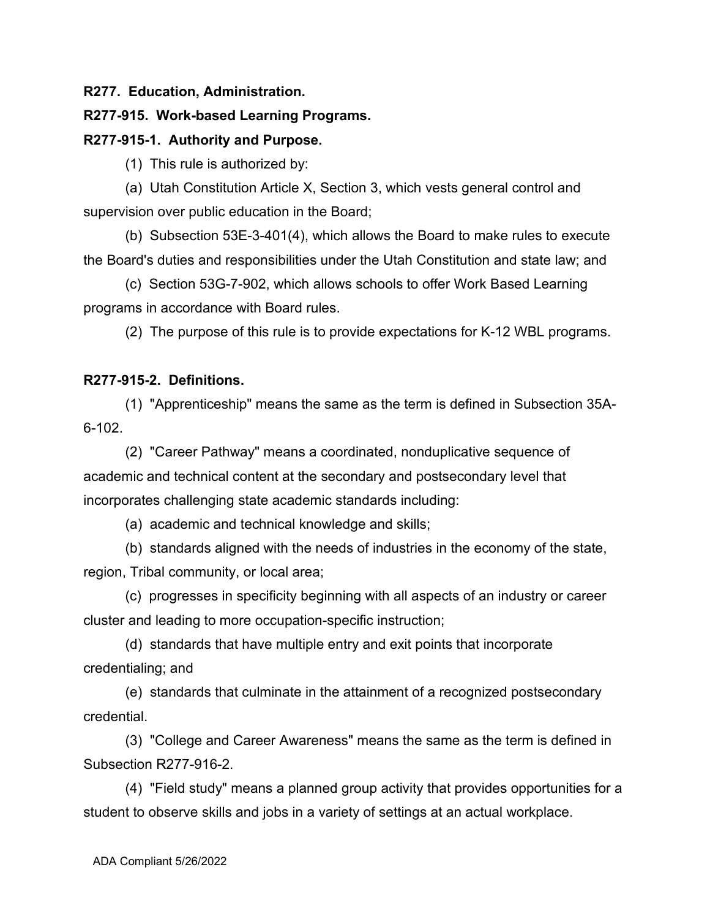**R277. Education, Administration.**

**R277-915. Work-based Learning Programs.**

**R277-915-1. Authority and Purpose.**

(1) This rule is authorized by:

(a) Utah Constitution Article X, Section 3, which vests general control and supervision over public education in the Board;

(b) Subsection 53E-3-401(4), which allows the Board to make rules to execute the Board's duties and responsibilities under the Utah Constitution and state law; and

(c) Section 53G-7-902, which allows schools to offer Work Based Learning programs in accordance with Board rules.

(2) The purpose of this rule is to provide expectations for K-12 WBL programs.

**R277-915-2. Definitions.**

(1) "Apprenticeship" means the same as the term is defined in Subsection 35A-6-102.

(2) "Career Pathway" means a coordinated, nonduplicative sequence of academic and technical content at the secondary and postsecondary level that incorporates challenging state academic standards including:

(a) academic and technical knowledge and skills;

(b) standards aligned with the needs of industries in the economy of the state, region, Tribal community, or local area;

(c) progresses in specificity beginning with all aspects of an industry or career cluster and leading to more occupation-specific instruction;

(d) standards that have multiple entry and exit points that incorporate credentialing; and

(e) standards that culminate in the attainment of a recognized postsecondary credential.

(3) "College and Career Awareness" means the same as the term is defined in Subsection R277-916-2.

(4) "Field study" means a planned group activity that provides opportunities for a student to observe skills and jobs in a variety of settings at an actual workplace.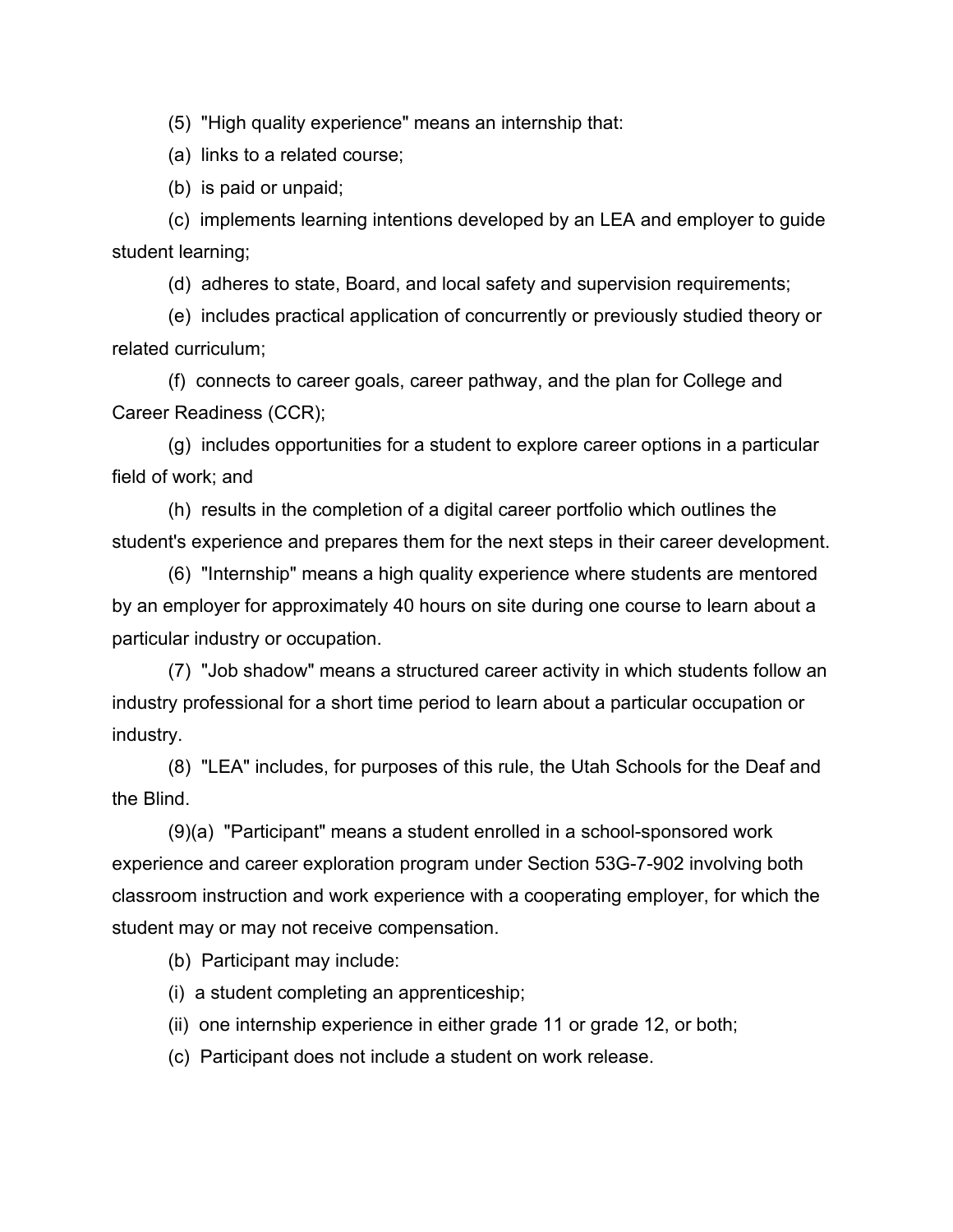(5) "High quality experience" means an internship that:

(a) links to a related course;

(b) is paid or unpaid;

(c) implements learning intentions developed by an LEA and employer to guide student learning;

(d) adheres to state, Board, and local safety and supervision requirements;

(e) includes practical application of concurrently or previously studied theory or related curriculum;

(f) connects to career goals, career pathway, and the plan for College and Career Readiness (CCR);

(g) includes opportunities for a student to explore career options in a particular field of work; and

(h) results in the completion of a digital career portfolio which outlines the student's experience and prepares them for the next steps in their career development.

(6) "Internship" means a high quality experience where students are mentored by an employer for approximately 40 hours on site during one course to learn about a particular industry or occupation.

(7) "Job shadow" means a structured career activity in which students follow an industry professional for a short time period to learn about a particular occupation or industry.

(8) "LEA" includes, for purposes of this rule, the Utah Schools for the Deaf and the Blind.

(9)(a) "Participant" means a student enrolled in a school-sponsored work experience and career exploration program under Section 53G-7-902 involving both classroom instruction and work experience with a cooperating employer, for which the student may or may not receive compensation.

(b) Participant may include:

(i) a student completing an apprenticeship;

(ii) one internship experience in either grade 11 or grade 12, or both;

(c) Participant does not include a student on work release.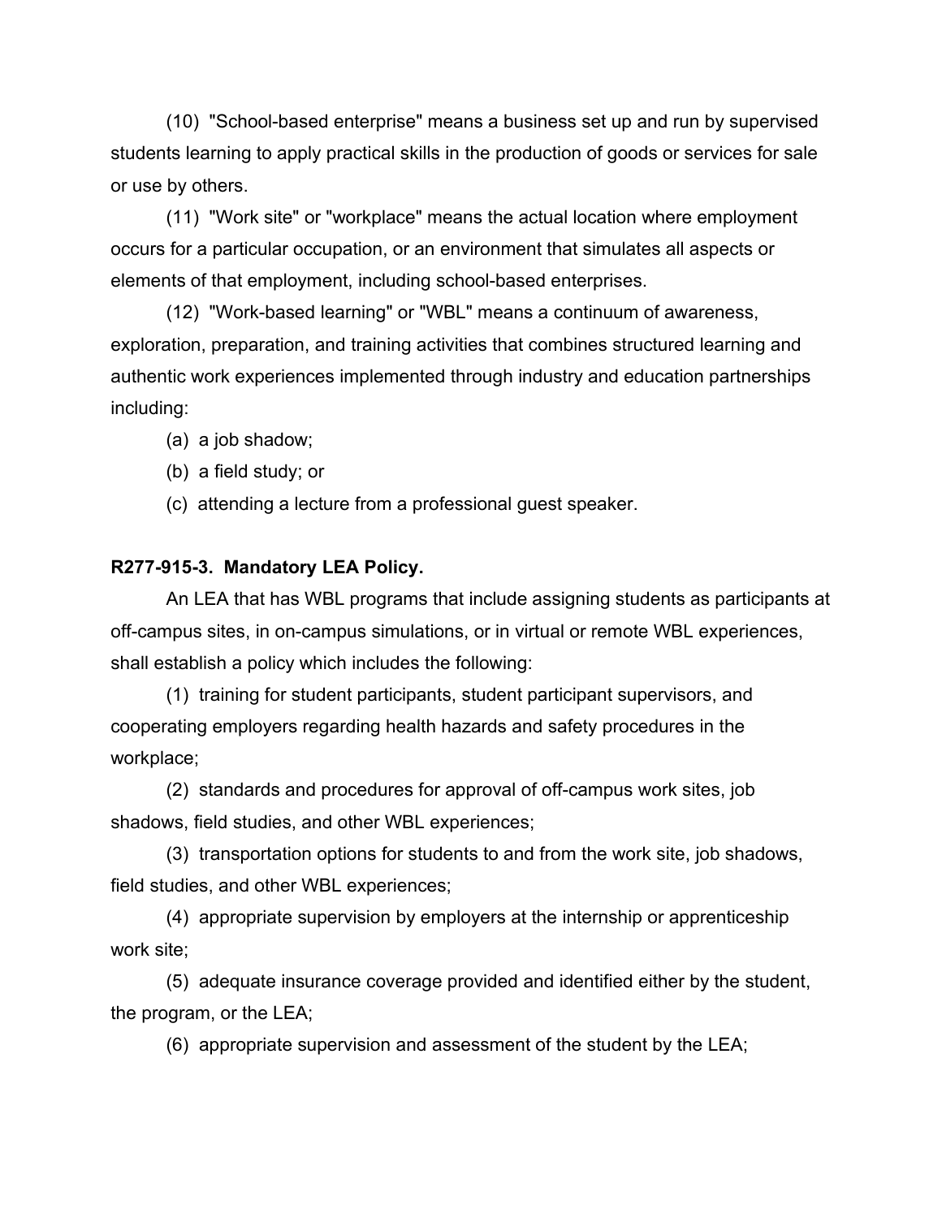(10) "School-based enterprise" means a business set up and run by supervised students learning to apply practical skills in the production of goods or services for sale or use by others.

(11) "Work site" or "workplace" means the actual location where employment occurs for a particular occupation, or an environment that simulates all aspects or elements of that employment, including school-based enterprises.

(12) "Work-based learning" or "WBL" means a continuum of awareness, exploration, preparation, and training activities that combines structured learning and authentic work experiences implemented through industry and education partnerships including:

(a) a job shadow;

(b) a field study; or

(c) attending a lecture from a professional guest speaker.

**R277-915-3. Mandatory LEA Policy.**

An LEA that has WBL programs that include assigning students as participants at off-campus sites, in on-campus simulations, or in virtual or remote WBL experiences, shall establish a policy which includes the following:

(1) training for student participants, student participant supervisors, and cooperating employers regarding health hazards and safety procedures in the workplace;

(2) standards and procedures for approval of off-campus work sites, job shadows, field studies, and other WBL experiences;

(3) transportation options for students to and from the work site, job shadows, field studies, and other WBL experiences;

(4) appropriate supervision by employers at the internship or apprenticeship work site;

(5) adequate insurance coverage provided and identified either by the student, the program, or the LEA;

(6) appropriate supervision and assessment of the student by the LEA;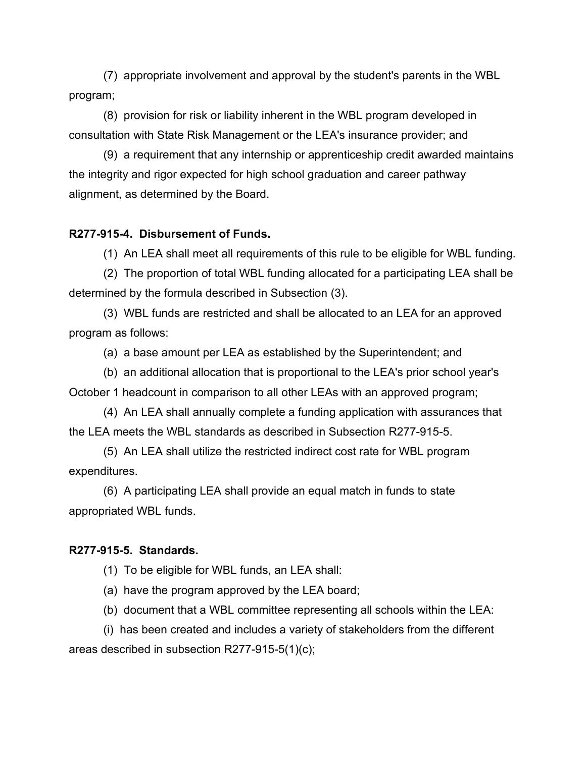(7) appropriate involvement and approval by the student's parents in the WBL program;

(8) provision for risk or liability inherent in the WBL program developed in consultation with State Risk Management or the LEA's insurance provider; and

(9) a requirement that any internship or apprenticeship credit awarded maintains the integrity and rigor expected for high school graduation and career pathway alignment, as determined by the Board.

**R277-915-4. Disbursement of Funds.**

(1) An LEA shall meet all requirements of this rule to be eligible for WBL funding.

(2) The proportion of total WBL funding allocated for a participating LEA shall be determined by the formula described in Subsection (3).

(3) WBL funds are restricted and shall be allocated to an LEA for an approved program as follows:

(a) a base amount per LEA as established by the Superintendent; and

(b) an additional allocation that is proportional to the LEA's prior school year's October 1 headcount in comparison to all other LEAs with an approved program;

(4) An LEA shall annually complete a funding application with assurances that the LEA meets the WBL standards as described in Subsection R277-915-5.

(5) An LEA shall utilize the restricted indirect cost rate for WBL program expenditures.

(6) A participating LEA shall provide an equal match in funds to state appropriated WBL funds.

**R277-915-5. Standards.**

(1) To be eligible for WBL funds, an LEA shall:

(a) have the program approved by the LEA board;

(b) document that a WBL committee representing all schools within the LEA:

(i) has been created and includes a variety of stakeholders from the different areas described in subsection R277-915-5(1)(c);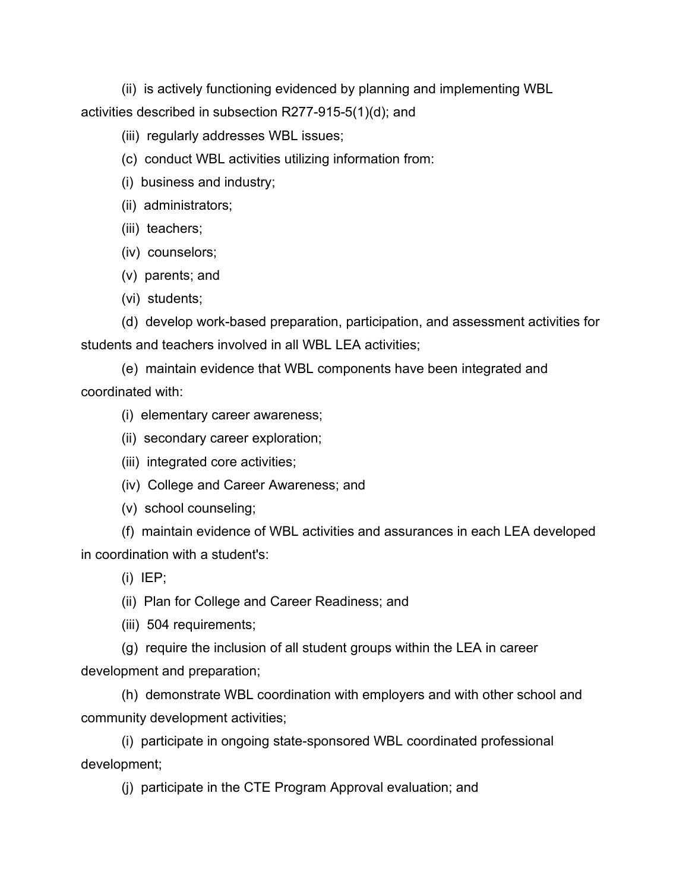(ii) is actively functioning evidenced by planning and implementing WBL activities described in subsection R277-915-5(1)(d); and

(iii) regularly addresses WBL issues;

(c) conduct WBL activities utilizing information from:

(i) business and industry;

(ii) administrators;

(iii) teachers;

(iv) counselors;

(v) parents; and

(vi) students;

(d) develop work-based preparation, participation, and assessment activities for students and teachers involved in all WBL LEA activities;

(e) maintain evidence that WBL components have been integrated and coordinated with:

(i) elementary career awareness;

(ii) secondary career exploration;

(iii) integrated core activities;

(iv) College and Career Awareness; and

(v) school counseling;

(f) maintain evidence of WBL activities and assurances in each LEA developed in coordination with a student's:

(i) IEP;

(ii) Plan for College and Career Readiness; and

(iii) 504 requirements;

(g) require the inclusion of all student groups within the LEA in career development and preparation;

(h) demonstrate WBL coordination with employers and with other school and community development activities;

(i) participate in ongoing state-sponsored WBL coordinated professional development;

(j) participate in the CTE Program Approval evaluation; and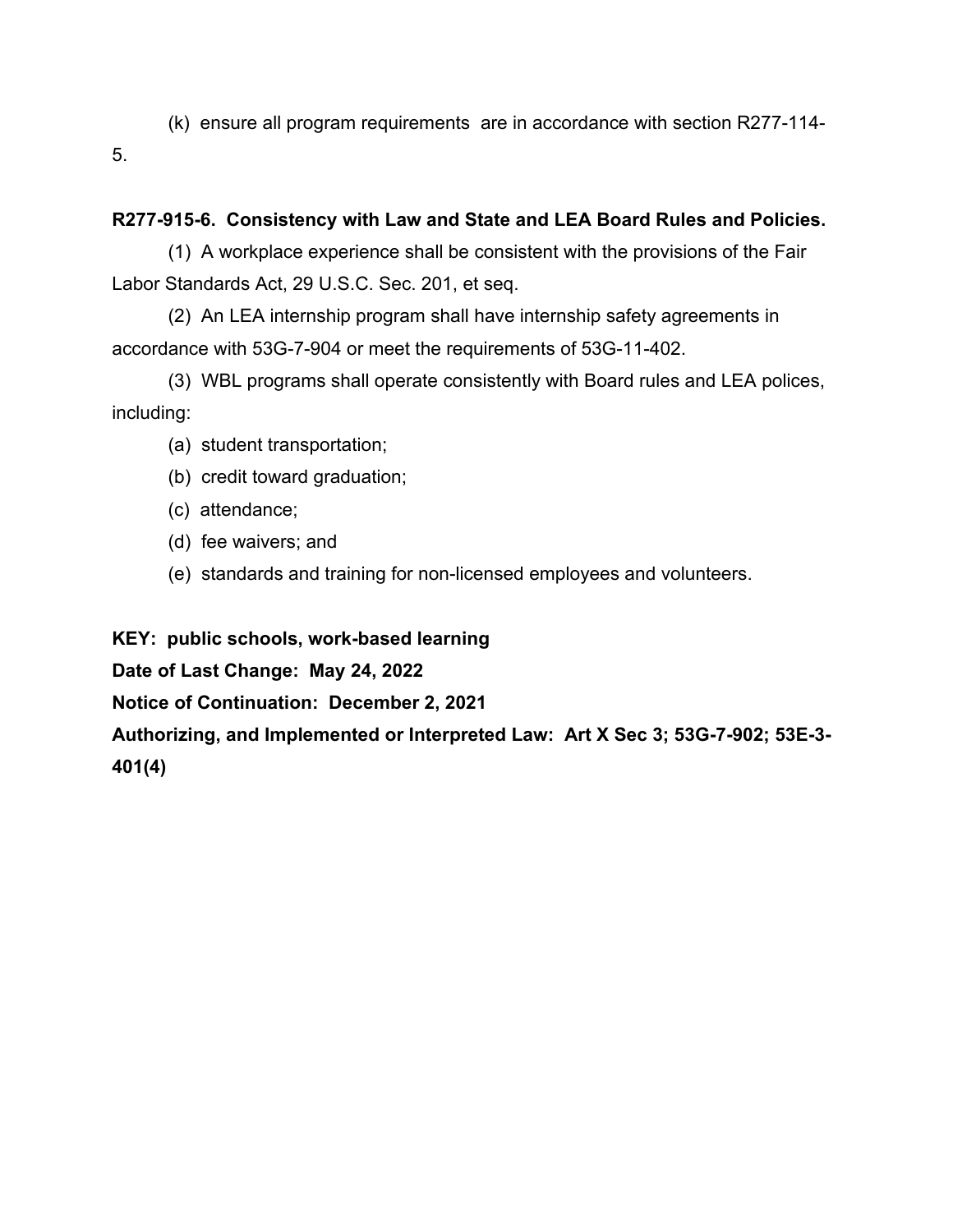(k) ensure all program requirements are in accordance with section R277-114-5.

**R277-915-6. Consistency with Law and State and LEA Board Rules and Policies.**

(1) A workplace experience shall be consistent with the provisions of the Fair Labor Standards Act, 29 U.S.C. Sec. 201, et seq.

(2) An LEA internship program shall have internship safety agreements in accordance with 53G-7-904 or meet the requirements of 53G-11-402.

(3) WBL programs shall operate consistently with Board rules and LEA polices, including:

(a) student transportation;

(b) credit toward graduation;

(c) attendance;

(d) fee waivers; and

(e) standards and training for non-licensed employees and volunteers.

**KEY: public schools, work-based learning**

**Date of Last Change: May 24, 2022**

**Notice of Continuation: December 2, 2021**

**Authorizing, and Implemented or Interpreted Law: Art X Sec 3; 53G-7-902; 53E-3-401(4)**